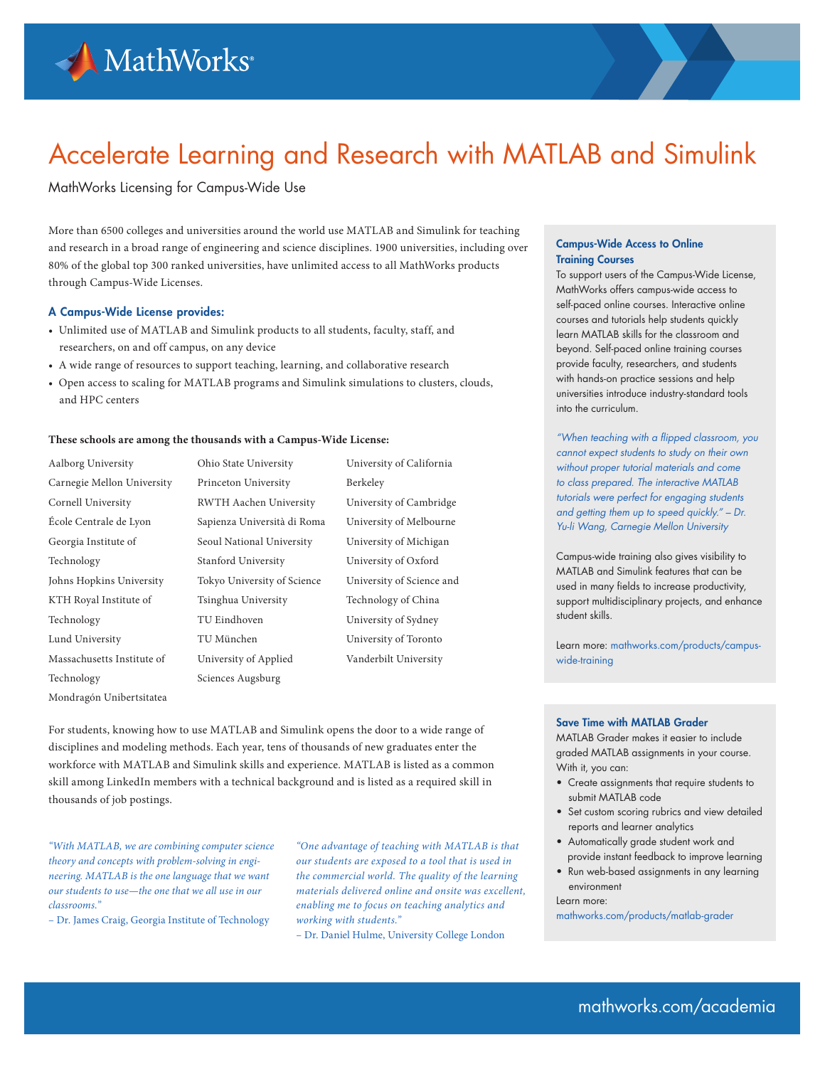MathWorks®

# Accelerate Learning and Research with MATLAB and Simulink

MathWorks Licensing for Campus-Wide Use

More than 6500 colleges and universities around the world use MATLAB and Simulink for teaching and research in a broad range of engineering and science disciplines. 1900 universities, including over 80% of the global top 300 ranked universities, have unlimited access to all MathWorks products through Campus-Wide Licenses.

### A Campus-Wide License provides:

- Unlimited use of MATLAB and Simulink products to all students, faculty, staff, and researchers, on and off campus, on any device
- A wide range of resources to support teaching, learning, and collaborative research
- Open access to scaling for MATLAB programs and Simulink simulations to clusters, clouds, and HPC centers

**These schools are among the thousands with a Campus-Wide License:**

Aalborg University
Carnegie Mellon University
Cornell University
École Centrale de Lyon
Georgia Institute of Technology
Johns Hopkins University
KTH Royal Institute of Technology
Lund University
Massachusetts Institute of Technology
Mondragón Unibertsitatea
Ohio State University
Princeton University
RWTH Aachen University
Sapienza Università di Roma
Seoul National University
Stanford University
Tokyo University of Science
Tsinghua University
TU Eindhoven
TU München
University of Applied Sciences Augsburg
University of California Berkeley
University of Cambridge
University of Melbourne
University of Michigan
University of Oxford
University of Science and Technology of China
University of Sydney
University of Toronto
Vanderbilt University

For students, knowing how to use MATLAB and Simulink opens the door to a wide range of disciplines and modeling methods. Each year, tens of thousands of new graduates enter the workforce with MATLAB and Simulink skills and experience. MATLAB is listed as a common skill among LinkedIn members with a technical background and is listed as a required skill in thousands of job postings.

*"With MATLAB, we are combining computer science theory and concepts with problem-solving in engineering. MATLAB is the one language that we want our students to use—the one that we all use in our classrooms."*
– Dr. James Craig, Georgia Institute of Technology

*"One advantage of teaching with MATLAB is that our students are exposed to a tool that is used in the commercial world. The quality of the learning materials delivered online and onsite was excellent, enabling me to focus on teaching analytics and working with students."*
– Dr. Daniel Hulme, University College London

### Campus-Wide Access to Online Training Courses

To support users of the Campus-Wide License, MathWorks offers campus-wide access to self-paced online courses. Interactive online courses and tutorials help students quickly learn MATLAB skills for the classroom and beyond. Self-paced online training courses provide faculty, researchers, and students with hands-on practice sessions and help universities introduce industry-standard tools into the curriculum.

*"When teaching with a flipped classroom, you cannot expect students to study on their own without proper tutorial materials and come to class prepared. The interactive MATLAB tutorials were perfect for engaging students and getting them up to speed quickly." – Dr. Yu-li Wang, Carnegie Mellon University*

Campus-wide training also gives visibility to MATLAB and Simulink features that can be used in many fields to increase productivity, support multidisciplinary projects, and enhance student skills.

Learn more: mathworks.com/products/campus-wide-training

### Save Time with MATLAB Grader

MATLAB Grader makes it easier to include graded MATLAB assignments in your course. With it, you can:

- Create assignments that require students to submit MATLAB code
- Set custom scoring rubrics and view detailed reports and learner analytics
- Automatically grade student work and provide instant feedback to improve learning
- Run web-based assignments in any learning environment

Learn more:
mathworks.com/products/matlab-grader

mathworks.com/academia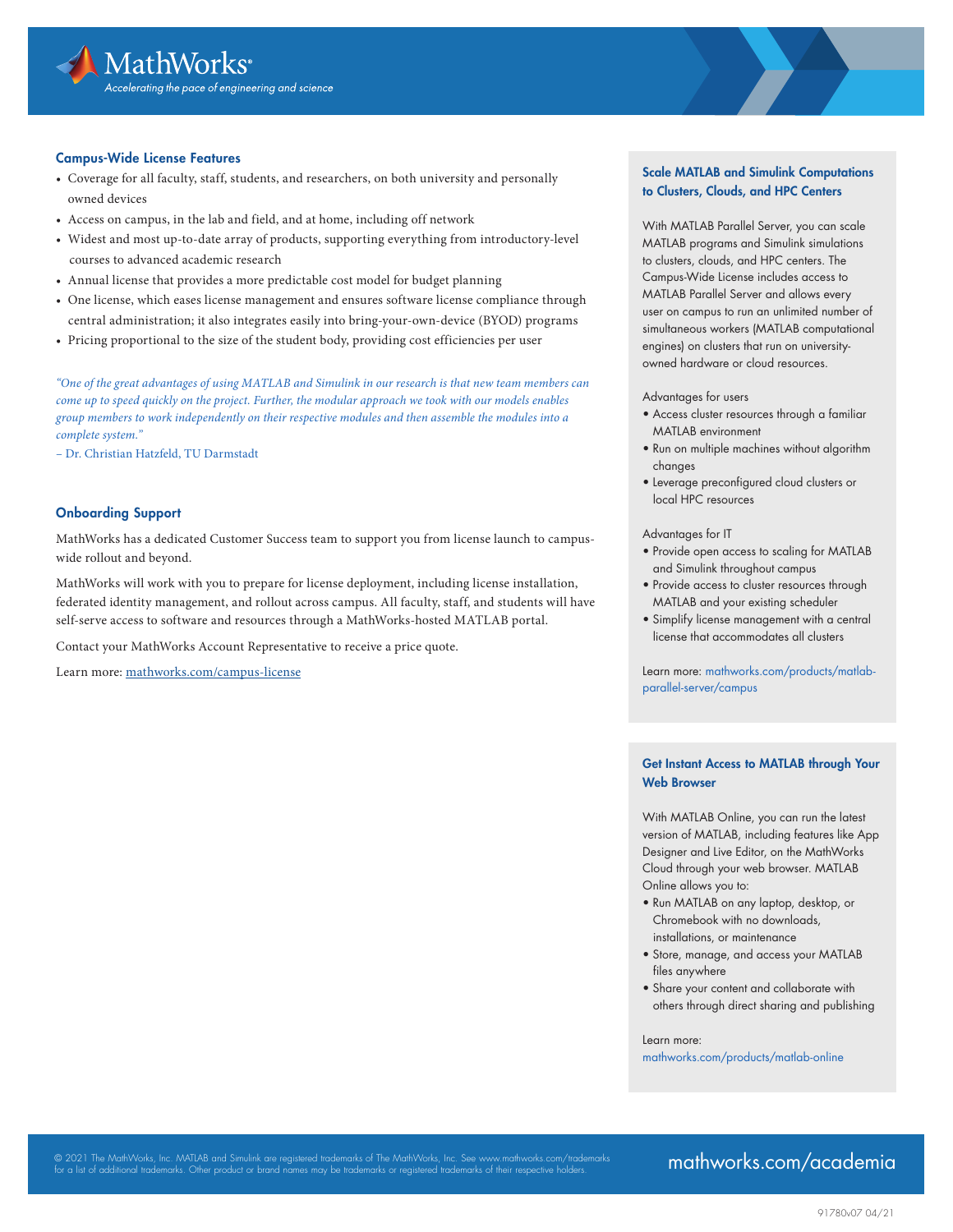## Campus-Wide License Features

- Coverage for all faculty, staff, students, and researchers, on both university and personally owned devices
- Access on campus, in the lab and field, and at home, including off network
- Widest and most up-to-date array of products, supporting everything from introductory-level courses to advanced academic research
- Annual license that provides a more predictable cost model for budget planning
- One license, which eases license management and ensures software license compliance through central administration; it also integrates easily into bring-your-own-device (BYOD) programs
- Pricing proportional to the size of the student body, providing cost efficiencies per user

*"One of the great advantages of using MATLAB and Simulink in our research is that new team members can come up to speed quickly on the project. Further, the modular approach we took with our models enables group members to work independently on their respective modules and then assemble the modules into a complete system."*

– Dr. Christian Hatzfeld, TU Darmstadt

## Onboarding Support

MathWorks has a dedicated Customer Success team to support you from license launch to campus-wide rollout and beyond.

MathWorks will work with you to prepare for license deployment, including license installation, federated identity management, and rollout across campus. All faculty, staff, and students will have self-serve access to software and resources through a MathWorks-hosted MATLAB portal.

Contact your MathWorks Account Representative to receive a price quote.

Learn more: mathworks.com/campus-license

## Scale MATLAB and Simulink Computations to Clusters, Clouds, and HPC Centers

With MATLAB Parallel Server, you can scale MATLAB programs and Simulink simulations to clusters, clouds, and HPC centers. The Campus-Wide License includes access to MATLAB Parallel Server and allows every user on campus to run an unlimited number of simultaneous workers (MATLAB computational engines) on clusters that run on university-owned hardware or cloud resources.

Advantages for users

- Access cluster resources through a familiar MATLAB environment
- Run on multiple machines without algorithm changes
- Leverage preconfigured cloud clusters or local HPC resources

Advantages for IT

- Provide open access to scaling for MATLAB and Simulink throughout campus
- Provide access to cluster resources through MATLAB and your existing scheduler
- Simplify license management with a central license that accommodates all clusters

Learn more: mathworks.com/products/matlab-parallel-server/campus

## Get Instant Access to MATLAB through Your Web Browser

With MATLAB Online, you can run the latest version of MATLAB, including features like App Designer and Live Editor, on the MathWorks Cloud through your web browser. MATLAB Online allows you to:

- Run MATLAB on any laptop, desktop, or Chromebook with no downloads, installations, or maintenance
- Store, manage, and access your MATLAB files anywhere
- Share your content and collaborate with others through direct sharing and publishing

Learn more:
mathworks.com/products/matlab-online

© 2021 The MathWorks, Inc. MATLAB and Simulink are registered trademarks of The MathWorks, Inc. See www.mathworks.com/trademarks for a list of additional trademarks. Other product or brand names may be trademarks or registered trademarks of their respective holders.

mathworks.com/academia

91780v07 04/21